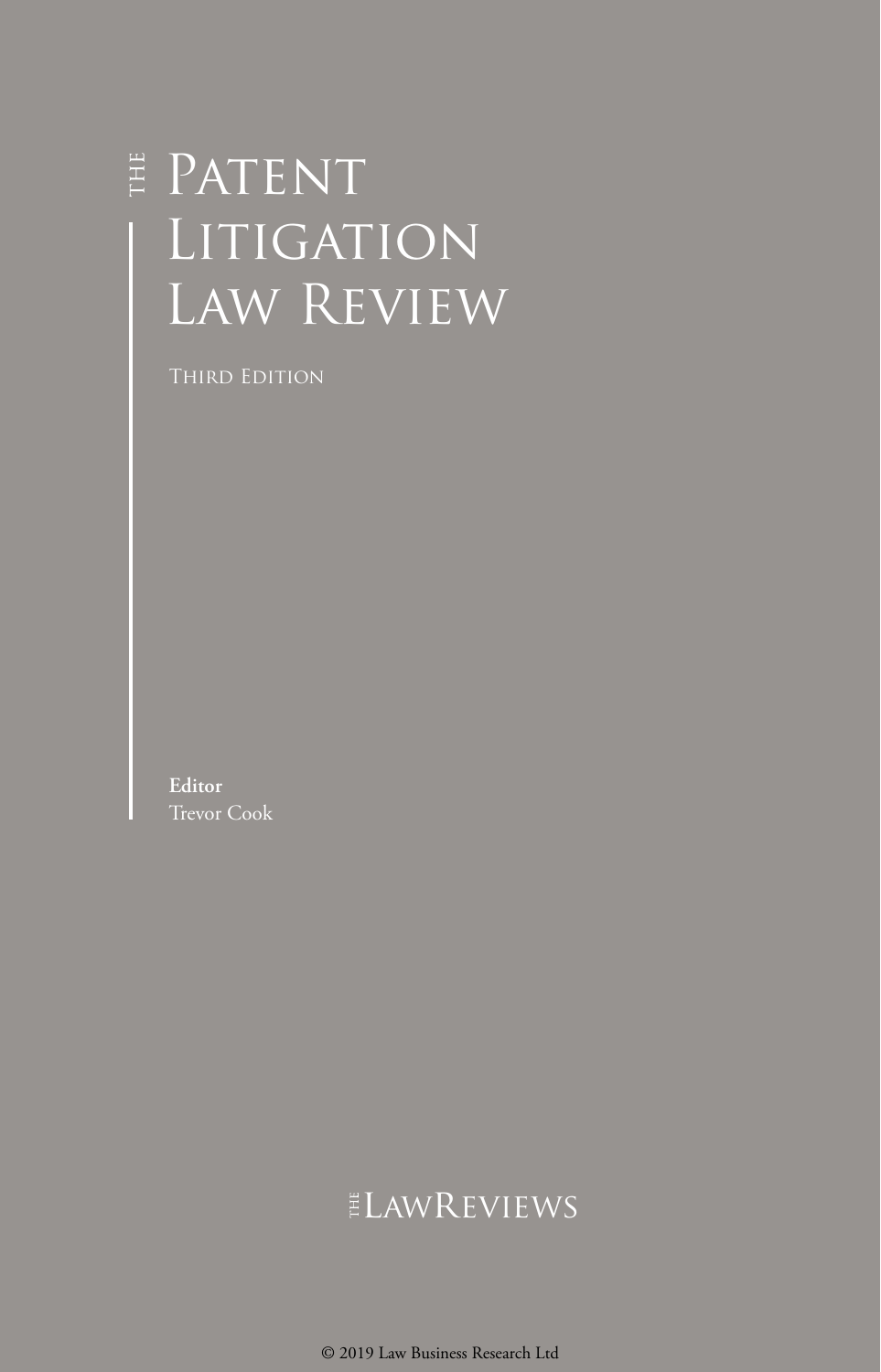# THE PATENT LITIGATION LAW REVIEW

THIRD EDITION

**Editor**
Trevor Cook

THE LAWREVIEWS

© 2019 Law Business Research Ltd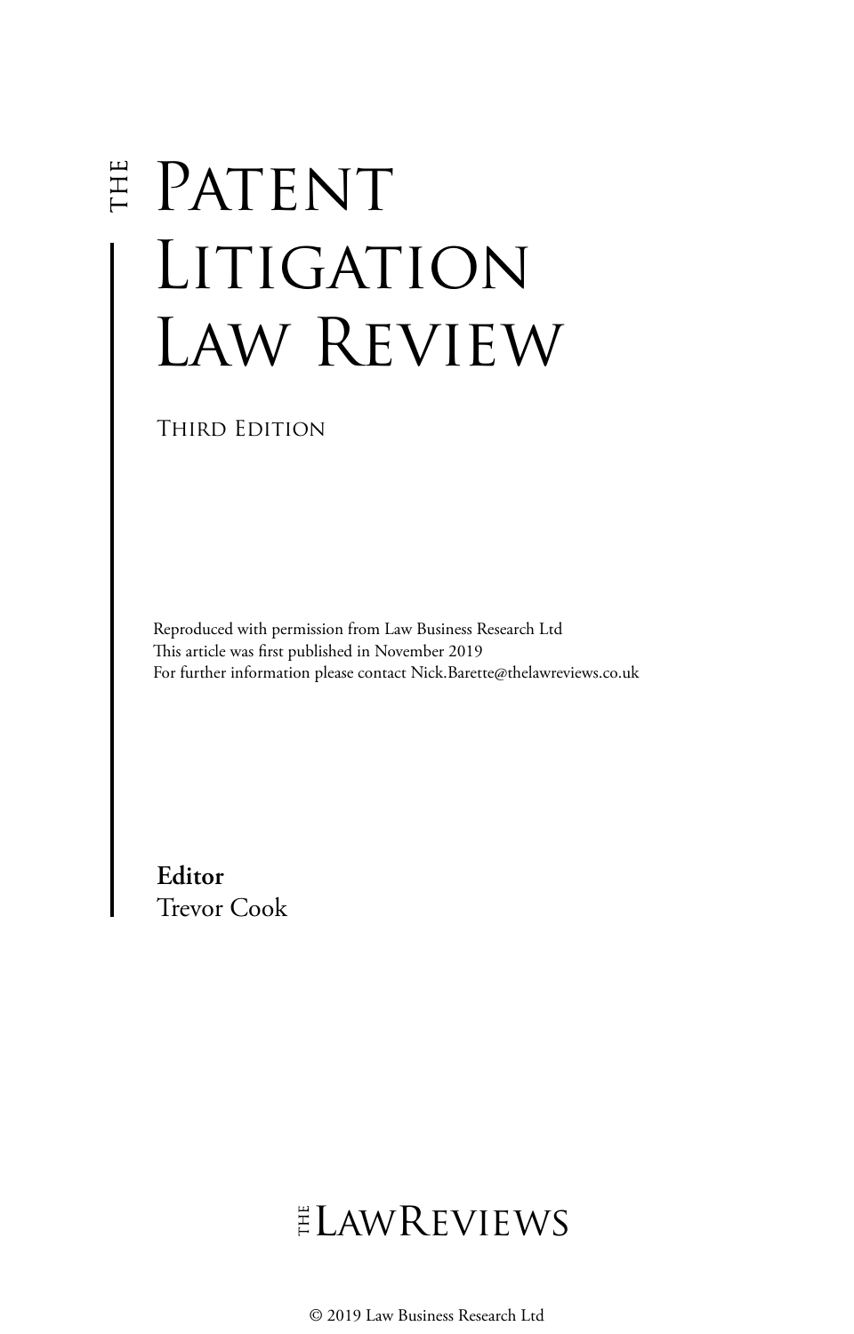# THE PATENT LITIGATION LAW REVIEW

THIRD EDITION

Reproduced with permission from Law Business Research Ltd
This article was first published in November 2019
For further information please contact Nick.Barette@thelawreviews.co.uk

**Editor**
Trevor Cook

THE LAWREVIEWS

© 2019 Law Business Research Ltd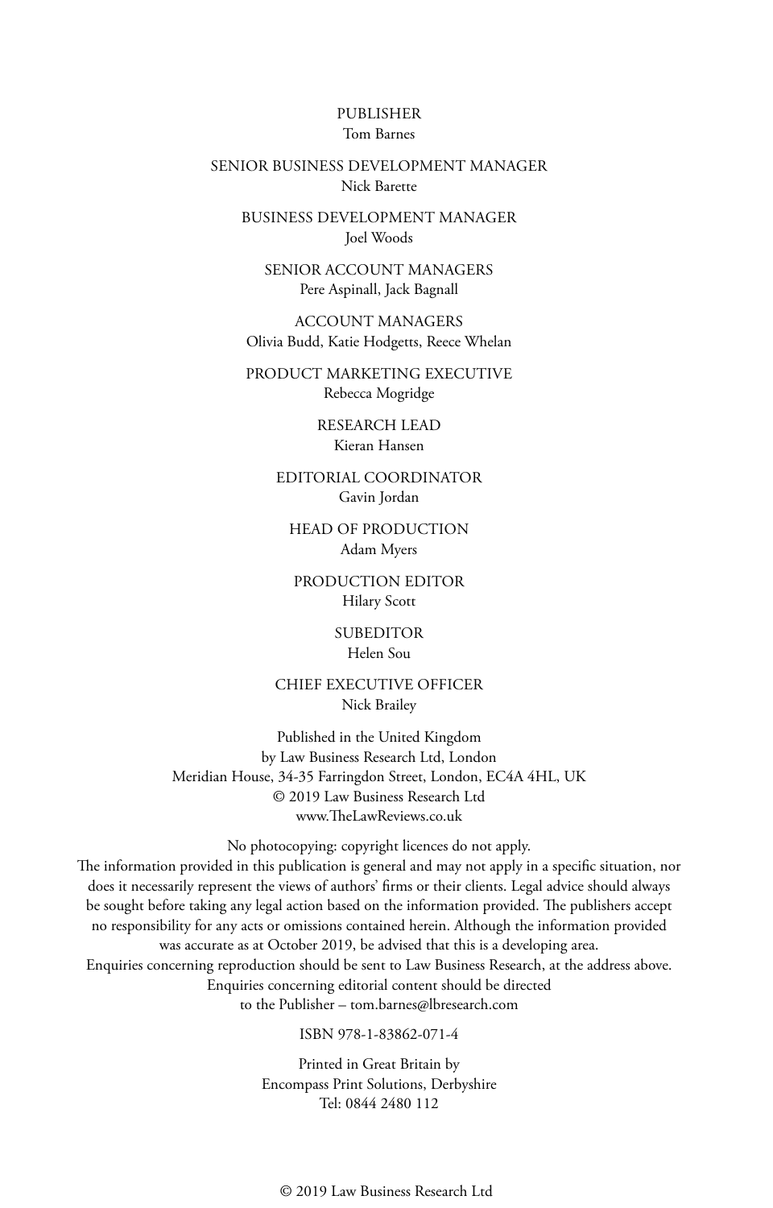PUBLISHER
Tom Barnes

SENIOR BUSINESS DEVELOPMENT MANAGER
Nick Barette

BUSINESS DEVELOPMENT MANAGER
Joel Woods

SENIOR ACCOUNT MANAGERS
Pere Aspinall, Jack Bagnall

ACCOUNT MANAGERS
Olivia Budd, Katie Hodgetts, Reece Whelan

PRODUCT MARKETING EXECUTIVE
Rebecca Mogridge

RESEARCH LEAD
Kieran Hansen

EDITORIAL COORDINATOR
Gavin Jordan

HEAD OF PRODUCTION
Adam Myers

PRODUCTION EDITOR
Hilary Scott

SUBEDITOR
Helen Sou

CHIEF EXECUTIVE OFFICER
Nick Brailey

Published in the United Kingdom
by Law Business Research Ltd, London
Meridian House, 34-35 Farringdon Street, London, EC4A 4HL, UK
© 2019 Law Business Research Ltd
www.TheLawReviews.co.uk

No photocopying: copyright licences do not apply.
The information provided in this publication is general and may not apply in a specific situation, nor does it necessarily represent the views of authors' firms or their clients. Legal advice should always be sought before taking any legal action based on the information provided. The publishers accept no responsibility for any acts or omissions contained herein. Although the information provided was accurate as at October 2019, be advised that this is a developing area.
Enquiries concerning reproduction should be sent to Law Business Research, at the address above.
Enquiries concerning editorial content should be directed to the Publisher – tom.barnes@lbresearch.com

ISBN 978-1-83862-071-4

Printed in Great Britain by
Encompass Print Solutions, Derbyshire
Tel: 0844 2480 112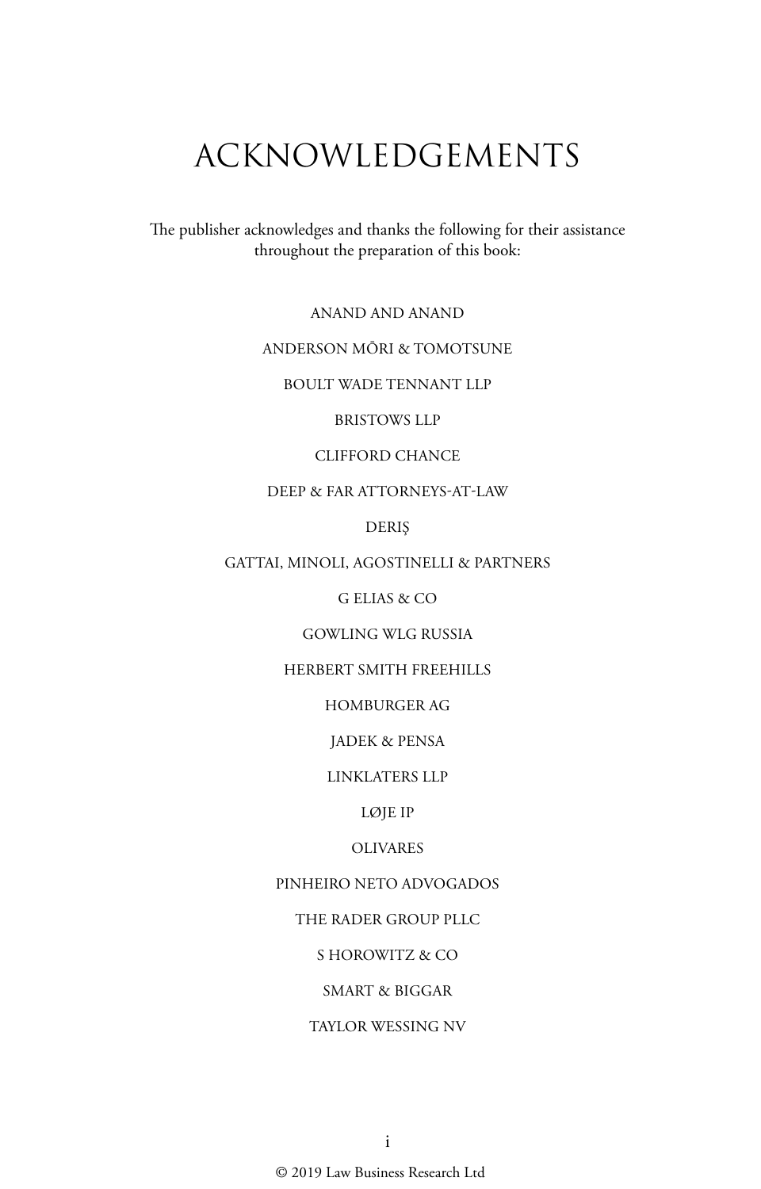# ACKNOWLEDGEMENTS

The publisher acknowledges and thanks the following for their assistance throughout the preparation of this book:

ANAND AND ANAND

ANDERSON MŌRI & TOMOTSUNE

BOULT WADE TENNANT LLP

BRISTOWS LLP

CLIFFORD CHANCE

DEEP & FAR ATTORNEYS-AT-LAW

DERIŞ

GATTAI, MINOLI, AGOSTINELLI & PARTNERS

G ELIAS & CO

GOWLING WLG RUSSIA

HERBERT SMITH FREEHILLS

HOMBURGER AG

JADEK & PENSA

LINKLATERS LLP

LØJE IP

OLIVARES

PINHEIRO NETO ADVOGADOS

THE RADER GROUP PLLC

S HOROWITZ & CO

SMART & BIGGAR

TAYLOR WESSING NV

© 2019 Law Business Research Ltd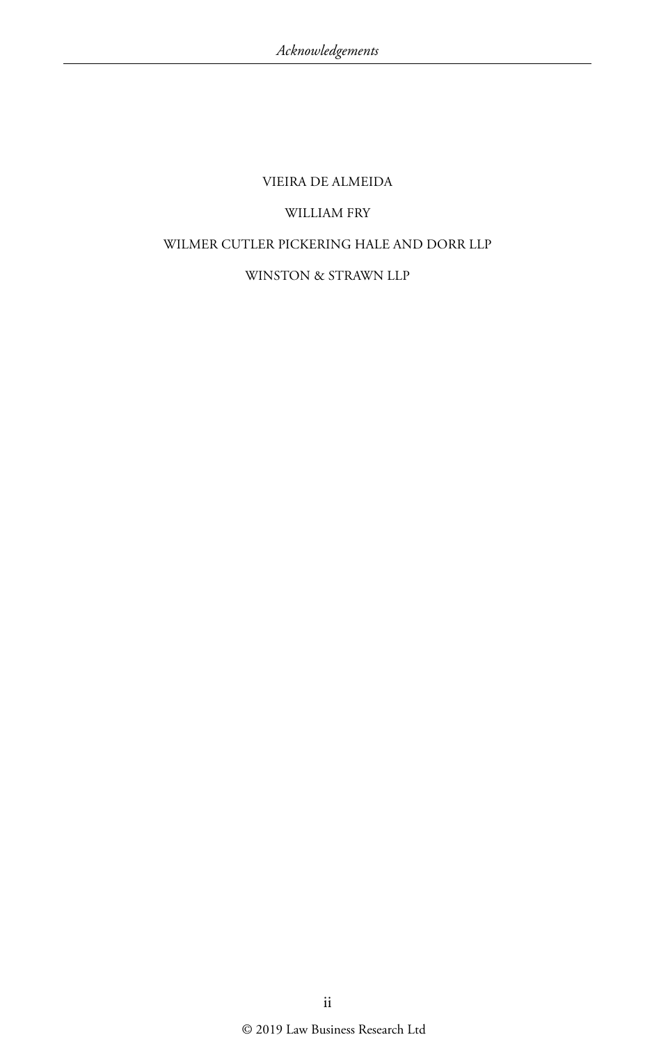VIEIRA DE ALMEIDA

WILLIAM FRY

WILMER CUTLER PICKERING HALE AND DORR LLP

WINSTON & STRAWN LLP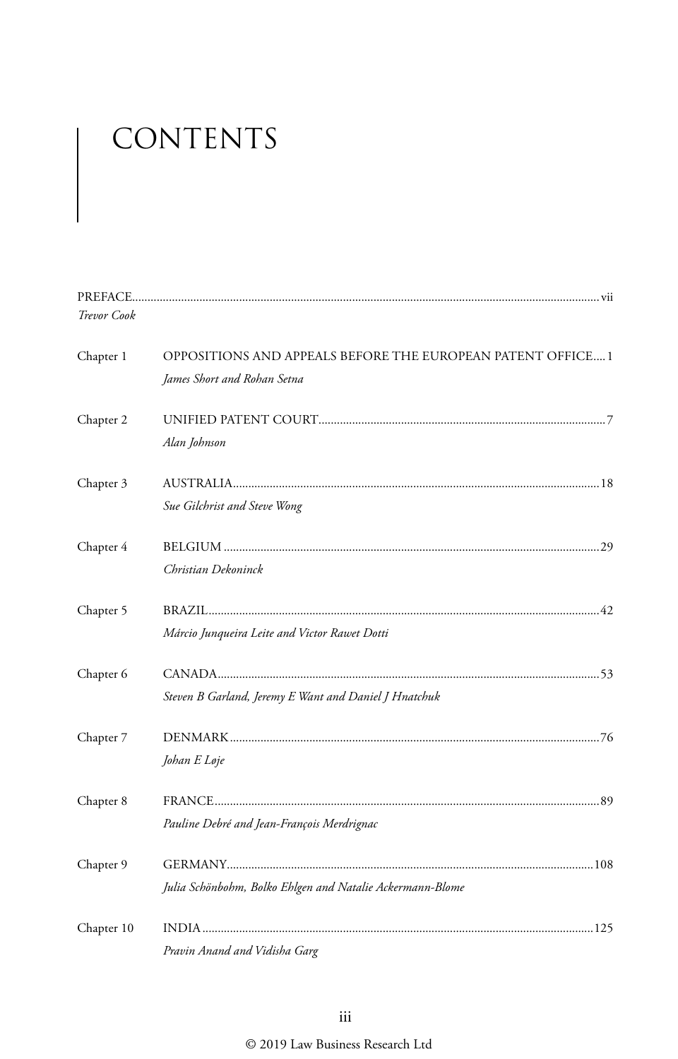# CONTENTS

PREFACE ........................................................ vii
*Trevor Cook*

Chapter 1 OPPOSITIONS AND APPEALS BEFORE THE EUROPEAN PATENT OFFICE .... 1
*James Short and Rohan Setna*

Chapter 2 UNIFIED PATENT COURT ........................................................ 7
*Alan Johnson*

Chapter 3 AUSTRALIA ........................................................ 18
*Sue Gilchrist and Steve Wong*

Chapter 4 BELGIUM ........................................................ 29
*Christian Dekoninck*

Chapter 5 BRAZIL ........................................................ 42
*Márcio Junqueira Leite and Victor Rawet Dotti*

Chapter 6 CANADA ........................................................ 53
*Steven B Garland, Jeremy E Want and Daniel J Hnatchuk*

Chapter 7 DENMARK ........................................................ 76
*Johan E Løje*

Chapter 8 FRANCE ........................................................ 89
*Pauline Debré and Jean-François Merdrignac*

Chapter 9 GERMANY ........................................................ 108
*Julia Schönbohm, Bolko Ehlgen and Natalie Ackermann-Blome*

Chapter 10 INDIA ........................................................ 125
*Pravin Anand and Vidisha Garg*

© 2019 Law Business Research Ltd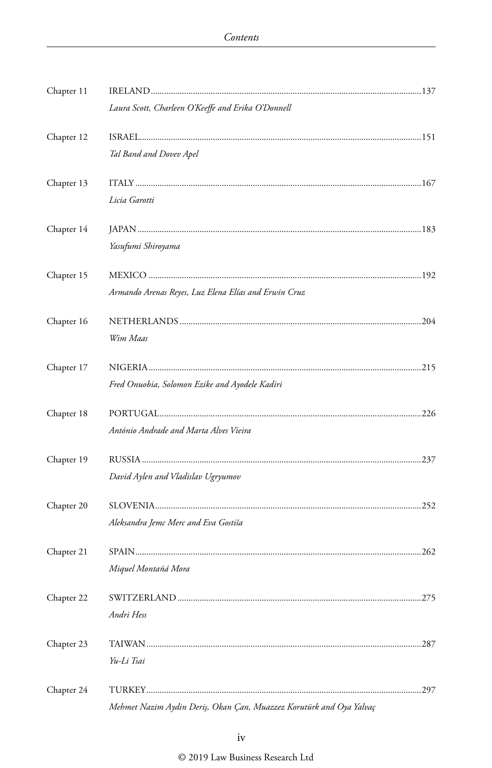| | | |
|---|---|---|
| Chapter 11 | IRELAND<br>*Laura Scott, Charleen O'Keeffe and Erika O'Donnell* | 137 |
| Chapter 12 | ISRAEL<br>*Tal Band and Dovev Apel* | 151 |
| Chapter 13 | ITALY<br>*Licia Garotti* | 167 |
| Chapter 14 | JAPAN<br>*Yasufumi Shiroyama* | 183 |
| Chapter 15 | MEXICO<br>*Armando Arenas Reyes, Luz Elena Elías and Erwin Cruz* | 192 |
| Chapter 16 | NETHERLANDS<br>*Wim Maas* | 204 |
| Chapter 17 | NIGERIA<br>*Fred Onuobia, Solomon Ezike and Ayodele Kadiri* | 215 |
| Chapter 18 | PORTUGAL<br>*António Andrade and Marta Alves Vieira* | 226 |
| Chapter 19 | RUSSIA<br>*David Aylen and Vladislav Ugryumov* | 237 |
| Chapter 20 | SLOVENIA<br>*Aleksandra Jemc Merc and Eva Gostiša* | 252 |
| Chapter 21 | SPAIN<br>*Miquel Montañá Mora* | 262 |
| Chapter 22 | SWITZERLAND<br>*Andri Hess* | 275 |
| Chapter 23 | TAIWAN<br>*Yu-Li Tsai* | 287 |
| Chapter 24 | TURKEY<br>*Mehmet Nazim Aydin Deriş, Okan Çan, Muazzez Korutürk and Oya Yalvaç* | 297 |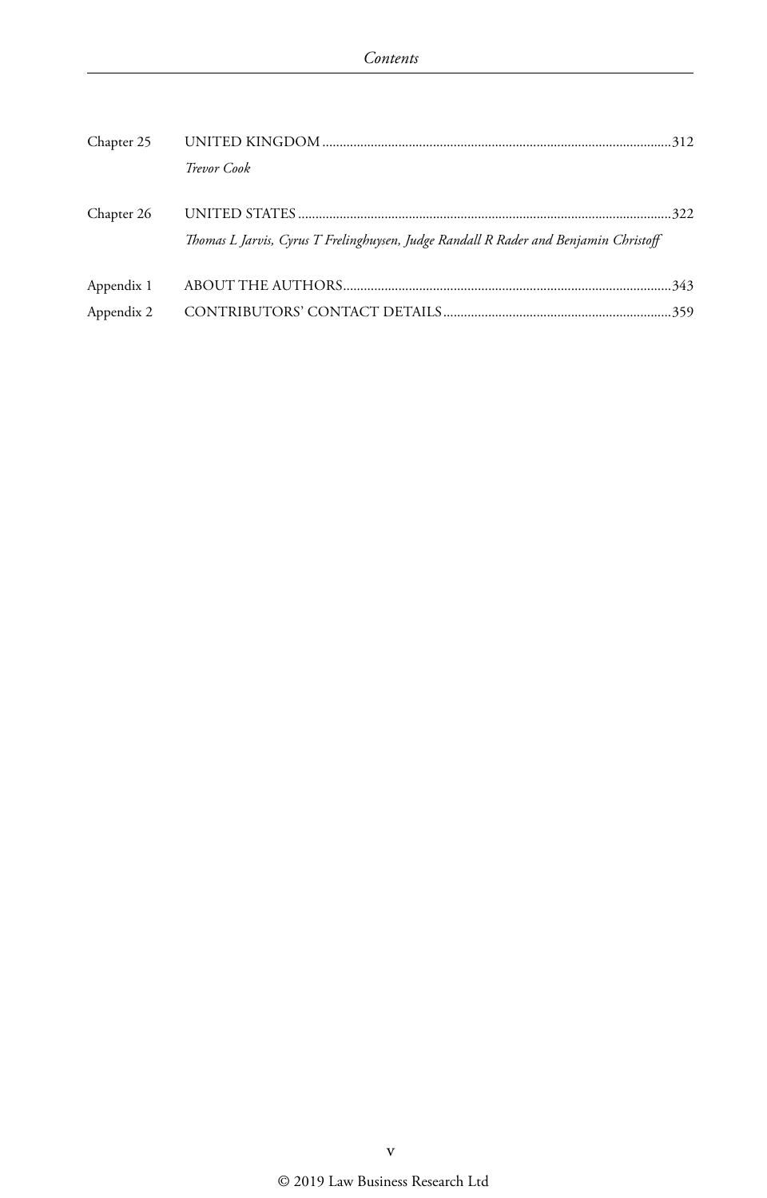Chapter 25 UNITED KINGDOM ....................................................................................................312

*Trevor Cook*

Chapter 26 UNITED STATES ..........................................................................................................322

*Thomas L Jarvis, Cyrus T Frelinghuysen, Judge Randall R Rader and Benjamin Christoff*

Appendix 1 ABOUT THE AUTHORS..............................................................................................343

Appendix 2 CONTRIBUTORS' CONTACT DETAILS.................................................................359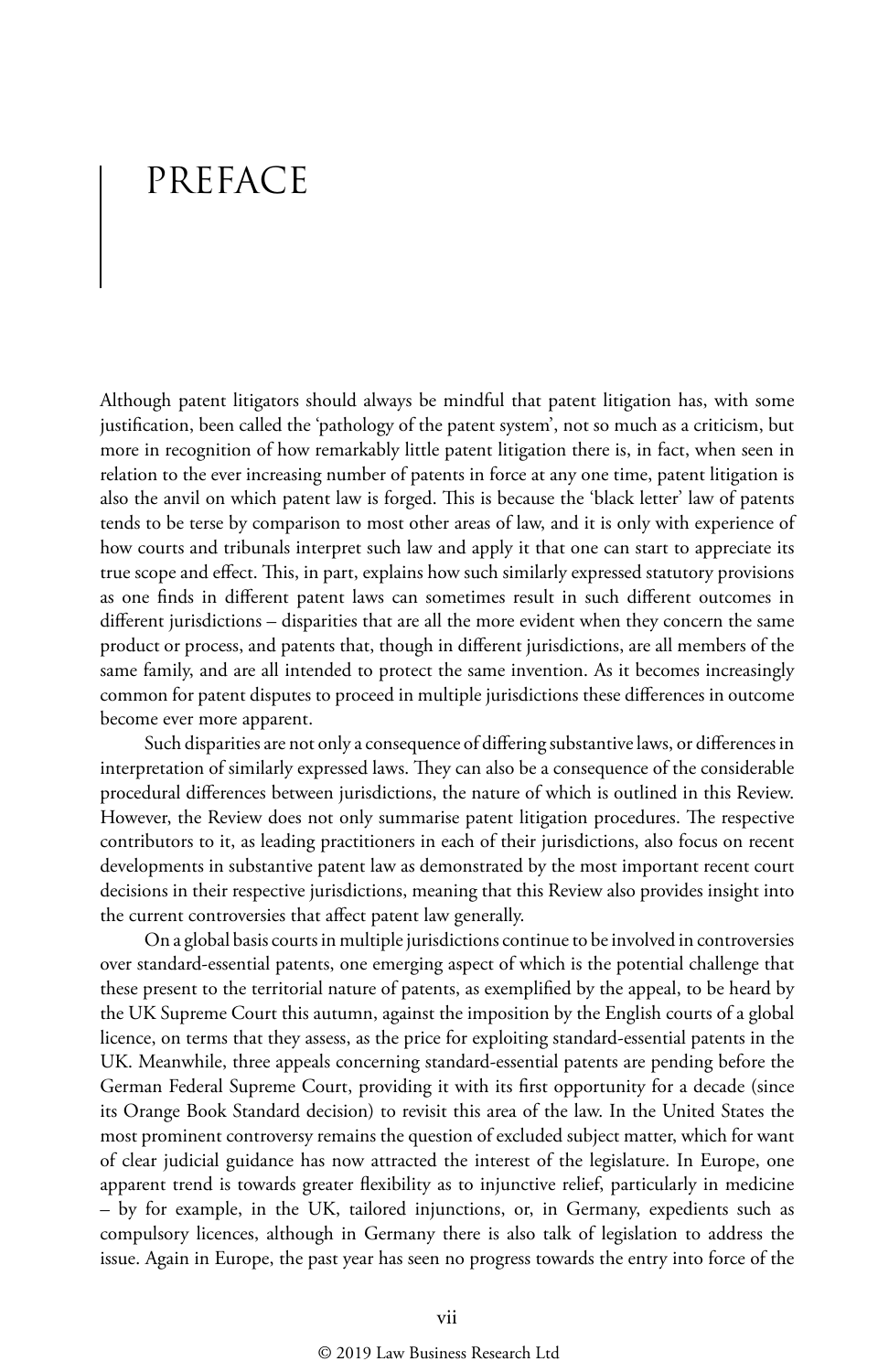# PREFACE

Although patent litigators should always be mindful that patent litigation has, with some justification, been called the 'pathology of the patent system', not so much as a criticism, but more in recognition of how remarkably little patent litigation there is, in fact, when seen in relation to the ever increasing number of patents in force at any one time, patent litigation is also the anvil on which patent law is forged. This is because the 'black letter' law of patents tends to be terse by comparison to most other areas of law, and it is only with experience of how courts and tribunals interpret such law and apply it that one can start to appreciate its true scope and effect. This, in part, explains how such similarly expressed statutory provisions as one finds in different patent laws can sometimes result in such different outcomes in different jurisdictions – disparities that are all the more evident when they concern the same product or process, and patents that, though in different jurisdictions, are all members of the same family, and are all intended to protect the same invention. As it becomes increasingly common for patent disputes to proceed in multiple jurisdictions these differences in outcome become ever more apparent.

Such disparities are not only a consequence of differing substantive laws, or differences in interpretation of similarly expressed laws. They can also be a consequence of the considerable procedural differences between jurisdictions, the nature of which is outlined in this Review. However, the Review does not only summarise patent litigation procedures. The respective contributors to it, as leading practitioners in each of their jurisdictions, also focus on recent developments in substantive patent law as demonstrated by the most important recent court decisions in their respective jurisdictions, meaning that this Review also provides insight into the current controversies that affect patent law generally.

On a global basis courts in multiple jurisdictions continue to be involved in controversies over standard-essential patents, one emerging aspect of which is the potential challenge that these present to the territorial nature of patents, as exemplified by the appeal, to be heard by the UK Supreme Court this autumn, against the imposition by the English courts of a global licence, on terms that they assess, as the price for exploiting standard-essential patents in the UK. Meanwhile, three appeals concerning standard-essential patents are pending before the German Federal Supreme Court, providing it with its first opportunity for a decade (since its Orange Book Standard decision) to revisit this area of the law. In the United States the most prominent controversy remains the question of excluded subject matter, which for want of clear judicial guidance has now attracted the interest of the legislature. In Europe, one apparent trend is towards greater flexibility as to injunctive relief, particularly in medicine – by for example, in the UK, tailored injunctions, or, in Germany, expedients such as compulsory licences, although in Germany there is also talk of legislation to address the issue. Again in Europe, the past year has seen no progress towards the entry into force of the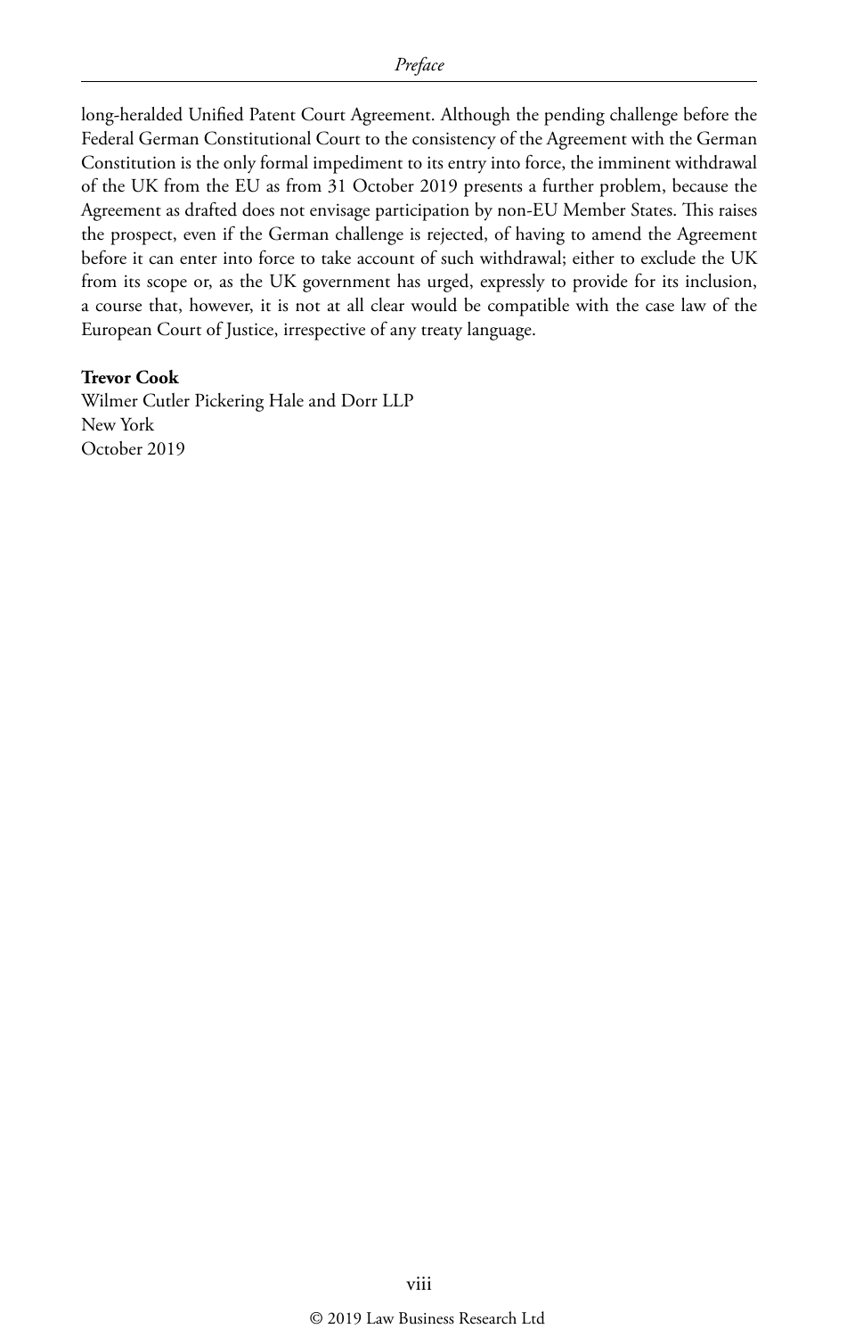long-heralded Unified Patent Court Agreement. Although the pending challenge before the Federal German Constitutional Court to the consistency of the Agreement with the German Constitution is the only formal impediment to its entry into force, the imminent withdrawal of the UK from the EU as from 31 October 2019 presents a further problem, because the Agreement as drafted does not envisage participation by non-EU Member States. This raises the prospect, even if the German challenge is rejected, of having to amend the Agreement before it can enter into force to take account of such withdrawal; either to exclude the UK from its scope or, as the UK government has urged, expressly to provide for its inclusion, a course that, however, it is not at all clear would be compatible with the case law of the European Court of Justice, irrespective of any treaty language.

**Trevor Cook**
Wilmer Cutler Pickering Hale and Dorr LLP
New York
October 2019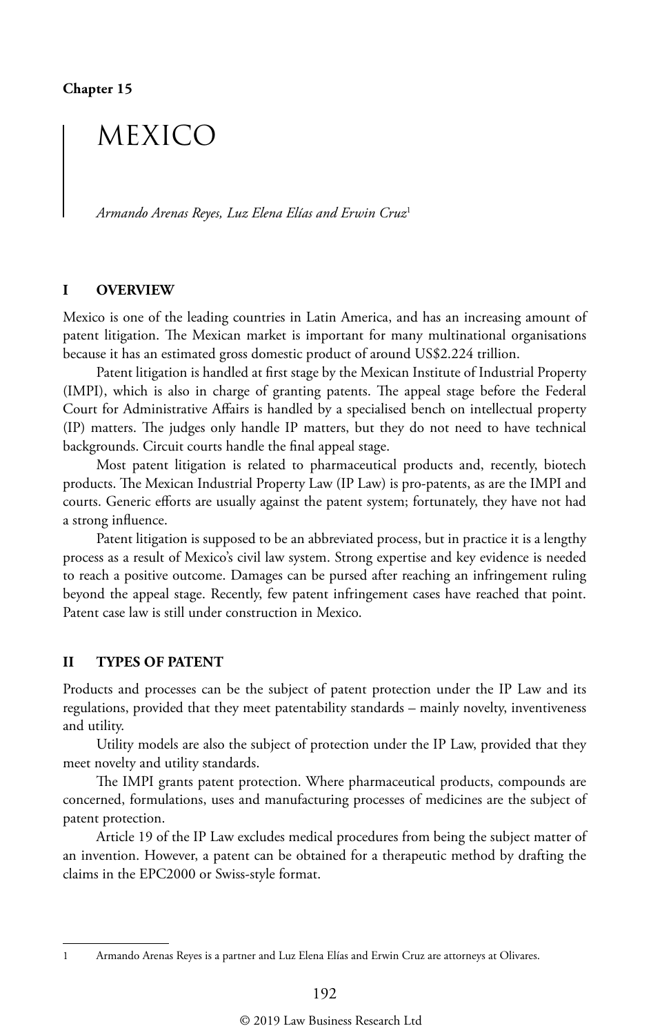**Chapter 15**

# MEXICO

*Armando Arenas Reyes, Luz Elena Elías and Erwin Cruz*[1]

## I OVERVIEW

Mexico is one of the leading countries in Latin America, and has an increasing amount of patent litigation. The Mexican market is important for many multinational organisations because it has an estimated gross domestic product of around US$2.224 trillion.

Patent litigation is handled at first stage by the Mexican Institute of Industrial Property (IMPI), which is also in charge of granting patents. The appeal stage before the Federal Court for Administrative Affairs is handled by a specialised bench on intellectual property (IP) matters. The judges only handle IP matters, but they do not need to have technical backgrounds. Circuit courts handle the final appeal stage.

Most patent litigation is related to pharmaceutical products and, recently, biotech products. The Mexican Industrial Property Law (IP Law) is pro-patents, as are the IMPI and courts. Generic efforts are usually against the patent system; fortunately, they have not had a strong influence.

Patent litigation is supposed to be an abbreviated process, but in practice it is a lengthy process as a result of Mexico's civil law system. Strong expertise and key evidence is needed to reach a positive outcome. Damages can be pursed after reaching an infringement ruling beyond the appeal stage. Recently, few patent infringement cases have reached that point. Patent case law is still under construction in Mexico.

## II TYPES OF PATENT

Products and processes can be the subject of patent protection under the IP Law and its regulations, provided that they meet patentability standards – mainly novelty, inventiveness and utility.

Utility models are also the subject of protection under the IP Law, provided that they meet novelty and utility standards.

The IMPI grants patent protection. Where pharmaceutical products, compounds are concerned, formulations, uses and manufacturing processes of medicines are the subject of patent protection.

Article 19 of the IP Law excludes medical procedures from being the subject matter of an invention. However, a patent can be obtained for a therapeutic method by drafting the claims in the EPC2000 or Swiss-style format.

---

1 Armando Arenas Reyes is a partner and Luz Elena Elías and Erwin Cruz are attorneys at Olivares.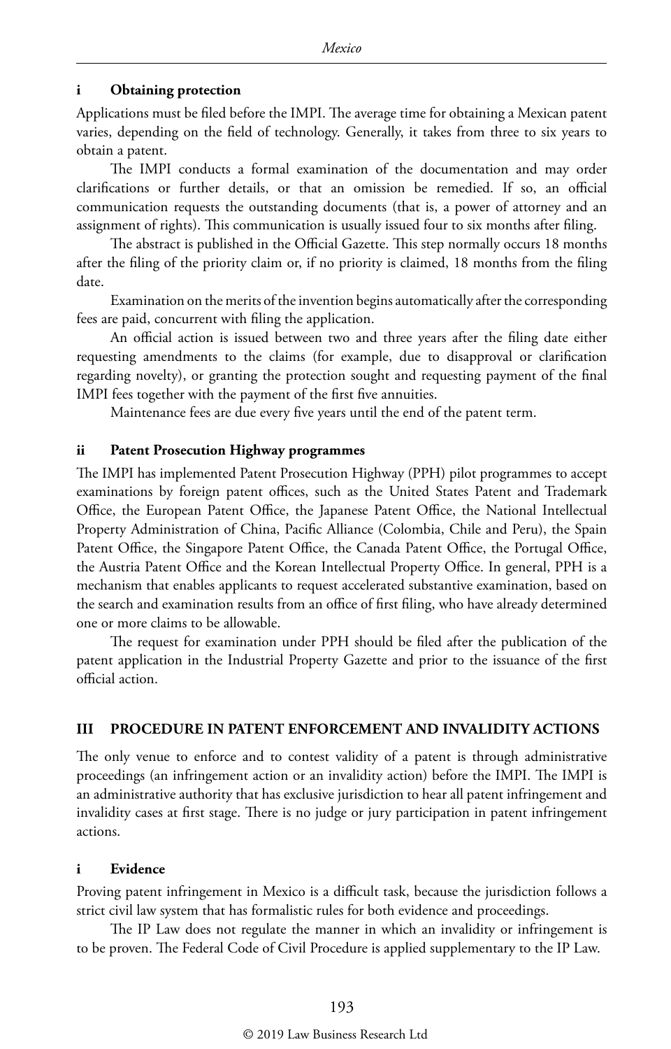### i Obtaining protection

Applications must be filed before the IMPI. The average time for obtaining a Mexican patent varies, depending on the field of technology. Generally, it takes from three to six years to obtain a patent.

The IMPI conducts a formal examination of the documentation and may order clarifications or further details, or that an omission be remedied. If so, an official communication requests the outstanding documents (that is, a power of attorney and an assignment of rights). This communication is usually issued four to six months after filing.

The abstract is published in the Official Gazette. This step normally occurs 18 months after the filing of the priority claim or, if no priority is claimed, 18 months from the filing date.

Examination on the merits of the invention begins automatically after the corresponding fees are paid, concurrent with filing the application.

An official action is issued between two and three years after the filing date either requesting amendments to the claims (for example, due to disapproval or clarification regarding novelty), or granting the protection sought and requesting payment of the final IMPI fees together with the payment of the first five annuities.

Maintenance fees are due every five years until the end of the patent term.

### ii Patent Prosecution Highway programmes

The IMPI has implemented Patent Prosecution Highway (PPH) pilot programmes to accept examinations by foreign patent offices, such as the United States Patent and Trademark Office, the European Patent Office, the Japanese Patent Office, the National Intellectual Property Administration of China, Pacific Alliance (Colombia, Chile and Peru), the Spain Patent Office, the Singapore Patent Office, the Canada Patent Office, the Portugal Office, the Austria Patent Office and the Korean Intellectual Property Office. In general, PPH is a mechanism that enables applicants to request accelerated substantive examination, based on the search and examination results from an office of first filing, who have already determined one or more claims to be allowable.

The request for examination under PPH should be filed after the publication of the patent application in the Industrial Property Gazette and prior to the issuance of the first official action.

## III PROCEDURE IN PATENT ENFORCEMENT AND INVALIDITY ACTIONS

The only venue to enforce and to contest validity of a patent is through administrative proceedings (an infringement action or an invalidity action) before the IMPI. The IMPI is an administrative authority that has exclusive jurisdiction to hear all patent infringement and invalidity cases at first stage. There is no judge or jury participation in patent infringement actions.

### i Evidence

Proving patent infringement in Mexico is a difficult task, because the jurisdiction follows a strict civil law system that has formalistic rules for both evidence and proceedings.

The IP Law does not regulate the manner in which an invalidity or infringement is to be proven. The Federal Code of Civil Procedure is applied supplementary to the IP Law.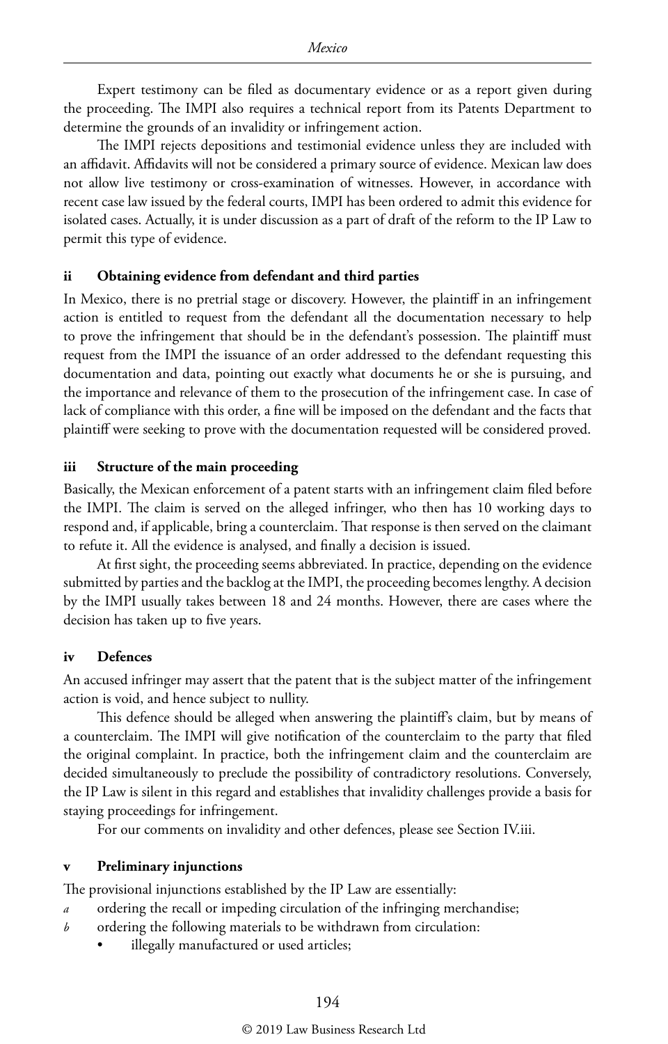Expert testimony can be filed as documentary evidence or as a report given during the proceeding. The IMPI also requires a technical report from its Patents Department to determine the grounds of an invalidity or infringement action.

The IMPI rejects depositions and testimonial evidence unless they are included with an affidavit. Affidavits will not be considered a primary source of evidence. Mexican law does not allow live testimony or cross-examination of witnesses. However, in accordance with recent case law issued by the federal courts, IMPI has been ordered to admit this evidence for isolated cases. Actually, it is under discussion as a part of draft of the reform to the IP Law to permit this type of evidence.

### ii Obtaining evidence from defendant and third parties

In Mexico, there is no pretrial stage or discovery. However, the plaintiff in an infringement action is entitled to request from the defendant all the documentation necessary to help to prove the infringement that should be in the defendant's possession. The plaintiff must request from the IMPI the issuance of an order addressed to the defendant requesting this documentation and data, pointing out exactly what documents he or she is pursuing, and the importance and relevance of them to the prosecution of the infringement case. In case of lack of compliance with this order, a fine will be imposed on the defendant and the facts that plaintiff were seeking to prove with the documentation requested will be considered proved.

### iii Structure of the main proceeding

Basically, the Mexican enforcement of a patent starts with an infringement claim filed before the IMPI. The claim is served on the alleged infringer, who then has 10 working days to respond and, if applicable, bring a counterclaim. That response is then served on the claimant to refute it. All the evidence is analysed, and finally a decision is issued.

At first sight, the proceeding seems abbreviated. In practice, depending on the evidence submitted by parties and the backlog at the IMPI, the proceeding becomes lengthy. A decision by the IMPI usually takes between 18 and 24 months. However, there are cases where the decision has taken up to five years.

### iv Defences

An accused infringer may assert that the patent that is the subject matter of the infringement action is void, and hence subject to nullity.

This defence should be alleged when answering the plaintiff's claim, but by means of a counterclaim. The IMPI will give notification of the counterclaim to the party that filed the original complaint. In practice, both the infringement claim and the counterclaim are decided simultaneously to preclude the possibility of contradictory resolutions. Conversely, the IP Law is silent in this regard and establishes that invalidity challenges provide a basis for staying proceedings for infringement.

For our comments on invalidity and other defences, please see Section IV.iii.

### v Preliminary injunctions

The provisional injunctions established by the IP Law are essentially:

*a* ordering the recall or impeding circulation of the infringing merchandise;

*b* ordering the following materials to be withdrawn from circulation:
  - illegally manufactured or used articles;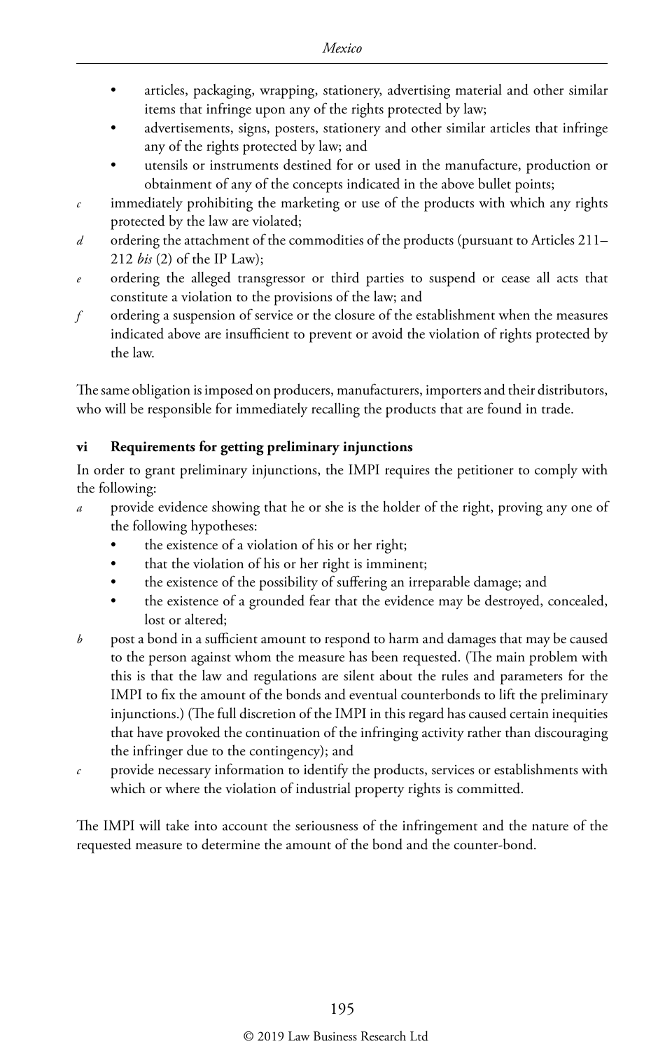- articles, packaging, wrapping, stationery, advertising material and other similar items that infringe upon any of the rights protected by law;
- advertisements, signs, posters, stationery and other similar articles that infringe any of the rights protected by law; and
- utensils or instruments destined for or used in the manufacture, production or obtainment of any of the concepts indicated in the above bullet points;

*c* immediately prohibiting the marketing or use of the products with which any rights protected by the law are violated;

*d* ordering the attachment of the commodities of the products (pursuant to Articles 211–212 *bis* (2) of the IP Law);

*e* ordering the alleged transgressor or third parties to suspend or cease all acts that constitute a violation to the provisions of the law; and

*f* ordering a suspension of service or the closure of the establishment when the measures indicated above are insufficient to prevent or avoid the violation of rights protected by the law.

The same obligation is imposed on producers, manufacturers, importers and their distributors, who will be responsible for immediately recalling the products that are found in trade.

### vi Requirements for getting preliminary injunctions

In order to grant preliminary injunctions, the IMPI requires the petitioner to comply with the following:

*a* provide evidence showing that he or she is the holder of the right, proving any one of the following hypotheses:
- the existence of a violation of his or her right;
- that the violation of his or her right is imminent;
- the existence of the possibility of suffering an irreparable damage; and
- the existence of a grounded fear that the evidence may be destroyed, concealed, lost or altered;

*b* post a bond in a sufficient amount to respond to harm and damages that may be caused to the person against whom the measure has been requested. (The main problem with this is that the law and regulations are silent about the rules and parameters for the IMPI to fix the amount of the bonds and eventual counterbonds to lift the preliminary injunctions.) (The full discretion of the IMPI in this regard has caused certain inequities that have provoked the continuation of the infringing activity rather than discouraging the infringer due to the contingency); and

*c* provide necessary information to identify the products, services or establishments with which or where the violation of industrial property rights is committed.

The IMPI will take into account the seriousness of the infringement and the nature of the requested measure to determine the amount of the bond and the counter-bond.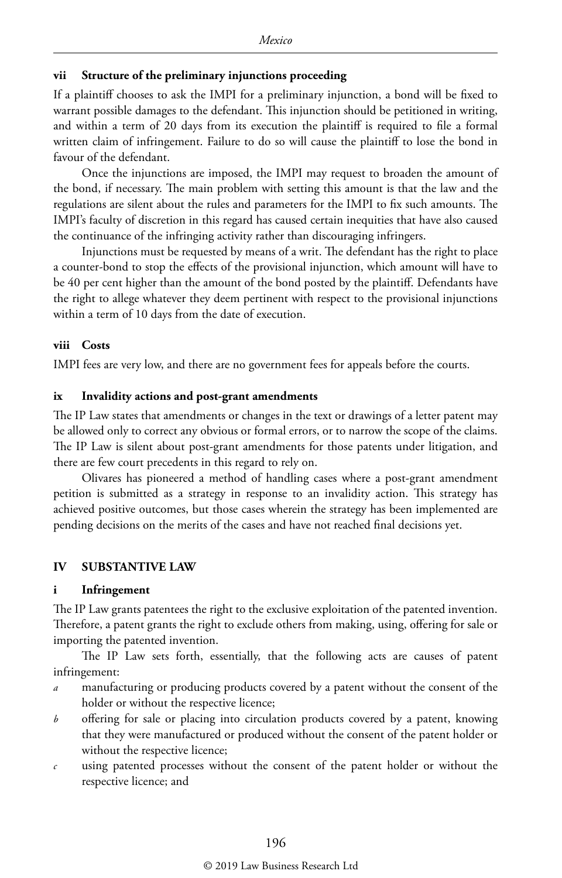### vii Structure of the preliminary injunctions proceeding

If a plaintiff chooses to ask the IMPI for a preliminary injunction, a bond will be fixed to warrant possible damages to the defendant. This injunction should be petitioned in writing, and within a term of 20 days from its execution the plaintiff is required to file a formal written claim of infringement. Failure to do so will cause the plaintiff to lose the bond in favour of the defendant.

Once the injunctions are imposed, the IMPI may request to broaden the amount of the bond, if necessary. The main problem with setting this amount is that the law and the regulations are silent about the rules and parameters for the IMPI to fix such amounts. The IMPI's faculty of discretion in this regard has caused certain inequities that have also caused the continuance of the infringing activity rather than discouraging infringers.

Injunctions must be requested by means of a writ. The defendant has the right to place a counter-bond to stop the effects of the provisional injunction, which amount will have to be 40 per cent higher than the amount of the bond posted by the plaintiff. Defendants have the right to allege whatever they deem pertinent with respect to the provisional injunctions within a term of 10 days from the date of execution.

### viii Costs

IMPI fees are very low, and there are no government fees for appeals before the courts.

### ix Invalidity actions and post-grant amendments

The IP Law states that amendments or changes in the text or drawings of a letter patent may be allowed only to correct any obvious or formal errors, or to narrow the scope of the claims. The IP Law is silent about post-grant amendments for those patents under litigation, and there are few court precedents in this regard to rely on.

Olivares has pioneered a method of handling cases where a post-grant amendment petition is submitted as a strategy in response to an invalidity action. This strategy has achieved positive outcomes, but those cases wherein the strategy has been implemented are pending decisions on the merits of the cases and have not reached final decisions yet.

## IV SUBSTANTIVE LAW

### i Infringement

The IP Law grants patentees the right to the exclusive exploitation of the patented invention. Therefore, a patent grants the right to exclude others from making, using, offering for sale or importing the patented invention.

The IP Law sets forth, essentially, that the following acts are causes of patent infringement:

*a* manufacturing or producing products covered by a patent without the consent of the holder or without the respective licence;

*b* offering for sale or placing into circulation products covered by a patent, knowing that they were manufactured or produced without the consent of the patent holder or without the respective licence;

*c* using patented processes without the consent of the patent holder or without the respective licence; and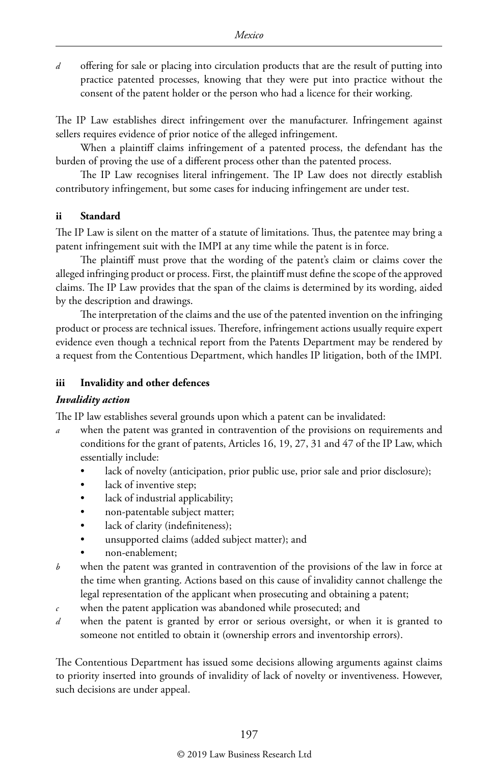*d* offering for sale or placing into circulation products that are the result of putting into practice patented processes, knowing that they were put into practice without the consent of the patent holder or the person who had a licence for their working.

The IP Law establishes direct infringement over the manufacturer. Infringement against sellers requires evidence of prior notice of the alleged infringement.

When a plaintiff claims infringement of a patented process, the defendant has the burden of proving the use of a different process other than the patented process.

The IP Law recognises literal infringement. The IP Law does not directly establish contributory infringement, but some cases for inducing infringement are under test.

### ii Standard

The IP Law is silent on the matter of a statute of limitations. Thus, the patentee may bring a patent infringement suit with the IMPI at any time while the patent is in force.

The plaintiff must prove that the wording of the patent's claim or claims cover the alleged infringing product or process. First, the plaintiff must define the scope of the approved claims. The IP Law provides that the span of the claims is determined by its wording, aided by the description and drawings.

The interpretation of the claims and the use of the patented invention on the infringing product or process are technical issues. Therefore, infringement actions usually require expert evidence even though a technical report from the Patents Department may be rendered by a request from the Contentious Department, which handles IP litigation, both of the IMPI.

### iii Invalidity and other defences

#### *Invalidity action*

The IP law establishes several grounds upon which a patent can be invalidated:

*a* when the patent was granted in contravention of the provisions on requirements and conditions for the grant of patents, Articles 16, 19, 27, 31 and 47 of the IP Law, which essentially include:
- lack of novelty (anticipation, prior public use, prior sale and prior disclosure);
- lack of inventive step;
- lack of industrial applicability;
- non-patentable subject matter;
- lack of clarity (indefiniteness);
- unsupported claims (added subject matter); and
- non-enablement;

*b* when the patent was granted in contravention of the provisions of the law in force at the time when granting. Actions based on this cause of invalidity cannot challenge the legal representation of the applicant when prosecuting and obtaining a patent;

*c* when the patent application was abandoned while prosecuted; and

*d* when the patent is granted by error or serious oversight, or when it is granted to someone not entitled to obtain it (ownership errors and inventorship errors).

The Contentious Department has issued some decisions allowing arguments against claims to priority inserted into grounds of invalidity of lack of novelty or inventiveness. However, such decisions are under appeal.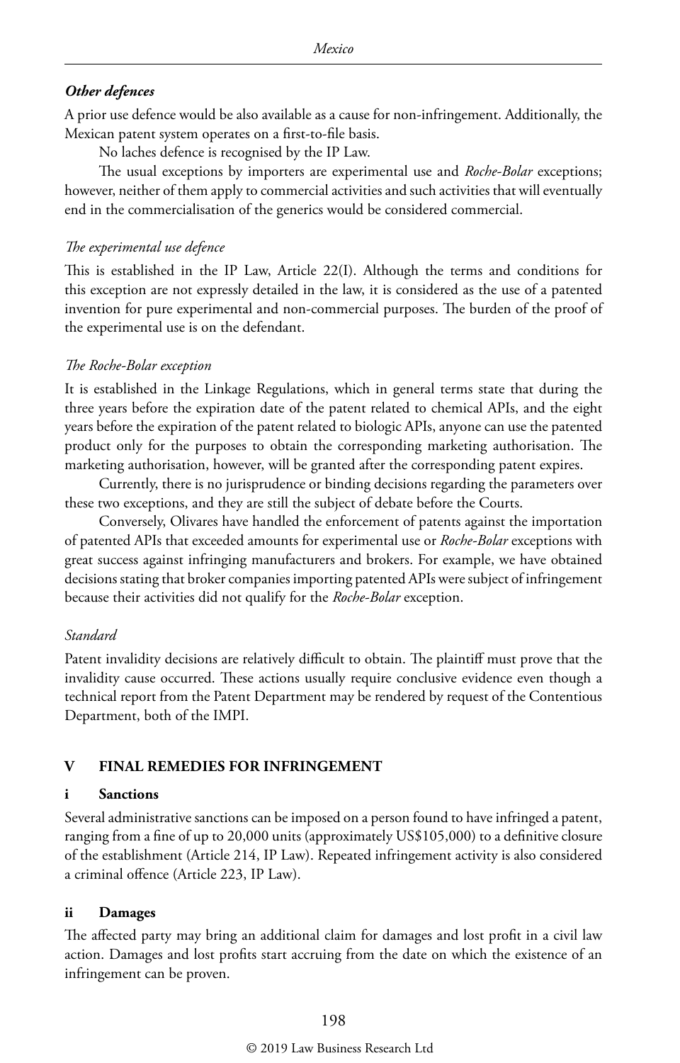#### *Other defences*

A prior use defence would be also available as a cause for non-infringement. Additionally, the Mexican patent system operates on a first-to-file basis.

No laches defence is recognised by the IP Law.

The usual exceptions by importers are experimental use and *Roche-Bolar* exceptions; however, neither of them apply to commercial activities and such activities that will eventually end in the commercialisation of the generics would be considered commercial.

#### *The experimental use defence*

This is established in the IP Law, Article 22(I). Although the terms and conditions for this exception are not expressly detailed in the law, it is considered as the use of a patented invention for pure experimental and non-commercial purposes. The burden of the proof of the experimental use is on the defendant.

#### *The Roche-Bolar exception*

It is established in the Linkage Regulations, which in general terms state that during the three years before the expiration date of the patent related to chemical APIs, and the eight years before the expiration of the patent related to biologic APIs, anyone can use the patented product only for the purposes to obtain the corresponding marketing authorisation. The marketing authorisation, however, will be granted after the corresponding patent expires.

Currently, there is no jurisprudence or binding decisions regarding the parameters over these two exceptions, and they are still the subject of debate before the Courts.

Conversely, Olivares have handled the enforcement of patents against the importation of patented APIs that exceeded amounts for experimental use or *Roche-Bolar* exceptions with great success against infringing manufacturers and brokers. For example, we have obtained decisions stating that broker companies importing patented APIs were subject of infringement because their activities did not qualify for the *Roche-Bolar* exception.

#### *Standard*

Patent invalidity decisions are relatively difficult to obtain. The plaintiff must prove that the invalidity cause occurred. These actions usually require conclusive evidence even though a technical report from the Patent Department may be rendered by request of the Contentious Department, both of the IMPI.

## V FINAL REMEDIES FOR INFRINGEMENT

### i Sanctions

Several administrative sanctions can be imposed on a person found to have infringed a patent, ranging from a fine of up to 20,000 units (approximately US$105,000) to a definitive closure of the establishment (Article 214, IP Law). Repeated infringement activity is also considered a criminal offence (Article 223, IP Law).

### ii Damages

The affected party may bring an additional claim for damages and lost profit in a civil law action. Damages and lost profits start accruing from the date on which the existence of an infringement can be proven.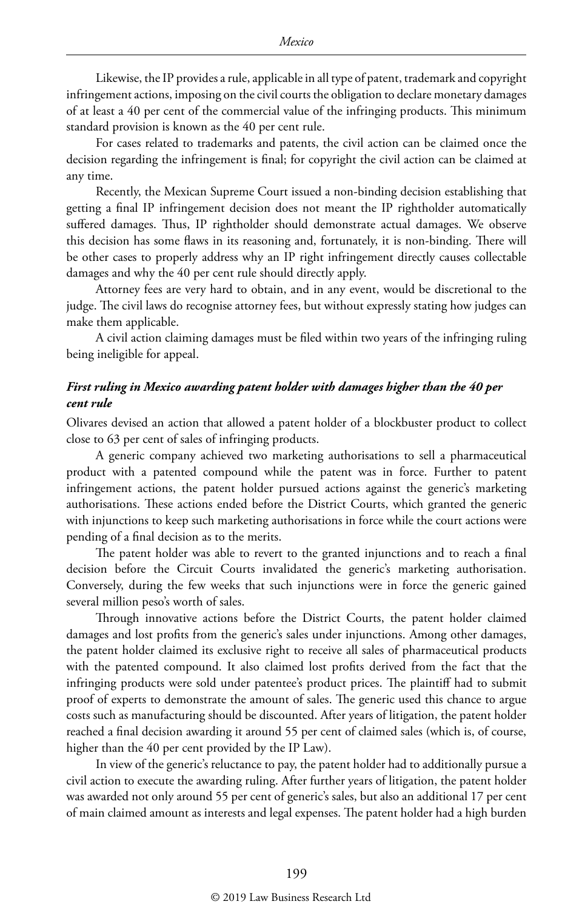Likewise, the IP provides a rule, applicable in all type of patent, trademark and copyright infringement actions, imposing on the civil courts the obligation to declare monetary damages of at least a 40 per cent of the commercial value of the infringing products. This minimum standard provision is known as the 40 per cent rule.

For cases related to trademarks and patents, the civil action can be claimed once the decision regarding the infringement is final; for copyright the civil action can be claimed at any time.

Recently, the Mexican Supreme Court issued a non-binding decision establishing that getting a final IP infringement decision does not meant the IP rightholder automatically suffered damages. Thus, IP rightholder should demonstrate actual damages. We observe this decision has some flaws in its reasoning and, fortunately, it is non-binding. There will be other cases to properly address why an IP right infringement directly causes collectable damages and why the 40 per cent rule should directly apply.

Attorney fees are very hard to obtain, and in any event, would be discretional to the judge. The civil laws do recognise attorney fees, but without expressly stating how judges can make them applicable.

A civil action claiming damages must be filed within two years of the infringing ruling being ineligible for appeal.

### *First ruling in Mexico awarding patent holder with damages higher than the 40 per cent rule*

Olivares devised an action that allowed a patent holder of a blockbuster product to collect close to 63 per cent of sales of infringing products.

A generic company achieved two marketing authorisations to sell a pharmaceutical product with a patented compound while the patent was in force. Further to patent infringement actions, the patent holder pursued actions against the generic's marketing authorisations. These actions ended before the District Courts, which granted the generic with injunctions to keep such marketing authorisations in force while the court actions were pending of a final decision as to the merits.

The patent holder was able to revert to the granted injunctions and to reach a final decision before the Circuit Courts invalidated the generic's marketing authorisation. Conversely, during the few weeks that such injunctions were in force the generic gained several million peso's worth of sales.

Through innovative actions before the District Courts, the patent holder claimed damages and lost profits from the generic's sales under injunctions. Among other damages, the patent holder claimed its exclusive right to receive all sales of pharmaceutical products with the patented compound. It also claimed lost profits derived from the fact that the infringing products were sold under patentee's product prices. The plaintiff had to submit proof of experts to demonstrate the amount of sales. The generic used this chance to argue costs such as manufacturing should be discounted. After years of litigation, the patent holder reached a final decision awarding it around 55 per cent of claimed sales (which is, of course, higher than the 40 per cent provided by the IP Law).

In view of the generic's reluctance to pay, the patent holder had to additionally pursue a civil action to execute the awarding ruling. After further years of litigation, the patent holder was awarded not only around 55 per cent of generic's sales, but also an additional 17 per cent of main claimed amount as interests and legal expenses. The patent holder had a high burden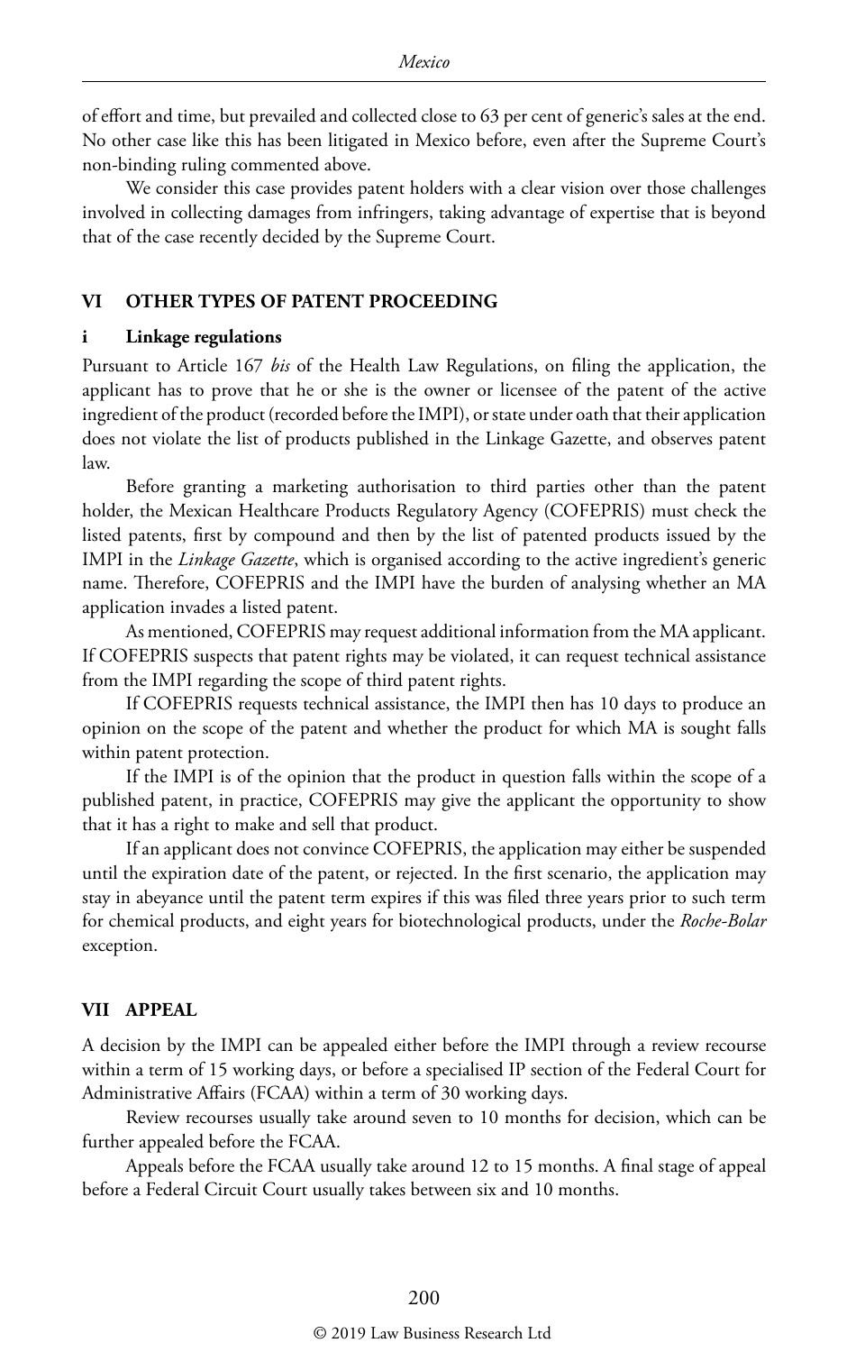of effort and time, but prevailed and collected close to 63 per cent of generic's sales at the end. No other case like this has been litigated in Mexico before, even after the Supreme Court's non-binding ruling commented above.

We consider this case provides patent holders with a clear vision over those challenges involved in collecting damages from infringers, taking advantage of expertise that is beyond that of the case recently decided by the Supreme Court.

## VI OTHER TYPES OF PATENT PROCEEDING

### i Linkage regulations

Pursuant to Article 167 *bis* of the Health Law Regulations, on filing the application, the applicant has to prove that he or she is the owner or licensee of the patent of the active ingredient of the product (recorded before the IMPI), or state under oath that their application does not violate the list of products published in the Linkage Gazette, and observes patent law.

Before granting a marketing authorisation to third parties other than the patent holder, the Mexican Healthcare Products Regulatory Agency (COFEPRIS) must check the listed patents, first by compound and then by the list of patented products issued by the IMPI in the *Linkage Gazette*, which is organised according to the active ingredient's generic name. Therefore, COFEPRIS and the IMPI have the burden of analysing whether an MA application invades a listed patent.

As mentioned, COFEPRIS may request additional information from the MA applicant. If COFEPRIS suspects that patent rights may be violated, it can request technical assistance from the IMPI regarding the scope of third patent rights.

If COFEPRIS requests technical assistance, the IMPI then has 10 days to produce an opinion on the scope of the patent and whether the product for which MA is sought falls within patent protection.

If the IMPI is of the opinion that the product in question falls within the scope of a published patent, in practice, COFEPRIS may give the applicant the opportunity to show that it has a right to make and sell that product.

If an applicant does not convince COFEPRIS, the application may either be suspended until the expiration date of the patent, or rejected. In the first scenario, the application may stay in abeyance until the patent term expires if this was filed three years prior to such term for chemical products, and eight years for biotechnological products, under the *Roche-Bolar* exception.

## VII APPEAL

A decision by the IMPI can be appealed either before the IMPI through a review recourse within a term of 15 working days, or before a specialised IP section of the Federal Court for Administrative Affairs (FCAA) within a term of 30 working days.

Review recourses usually take around seven to 10 months for decision, which can be further appealed before the FCAA.

Appeals before the FCAA usually take around 12 to 15 months. A final stage of appeal before a Federal Circuit Court usually takes between six and 10 months.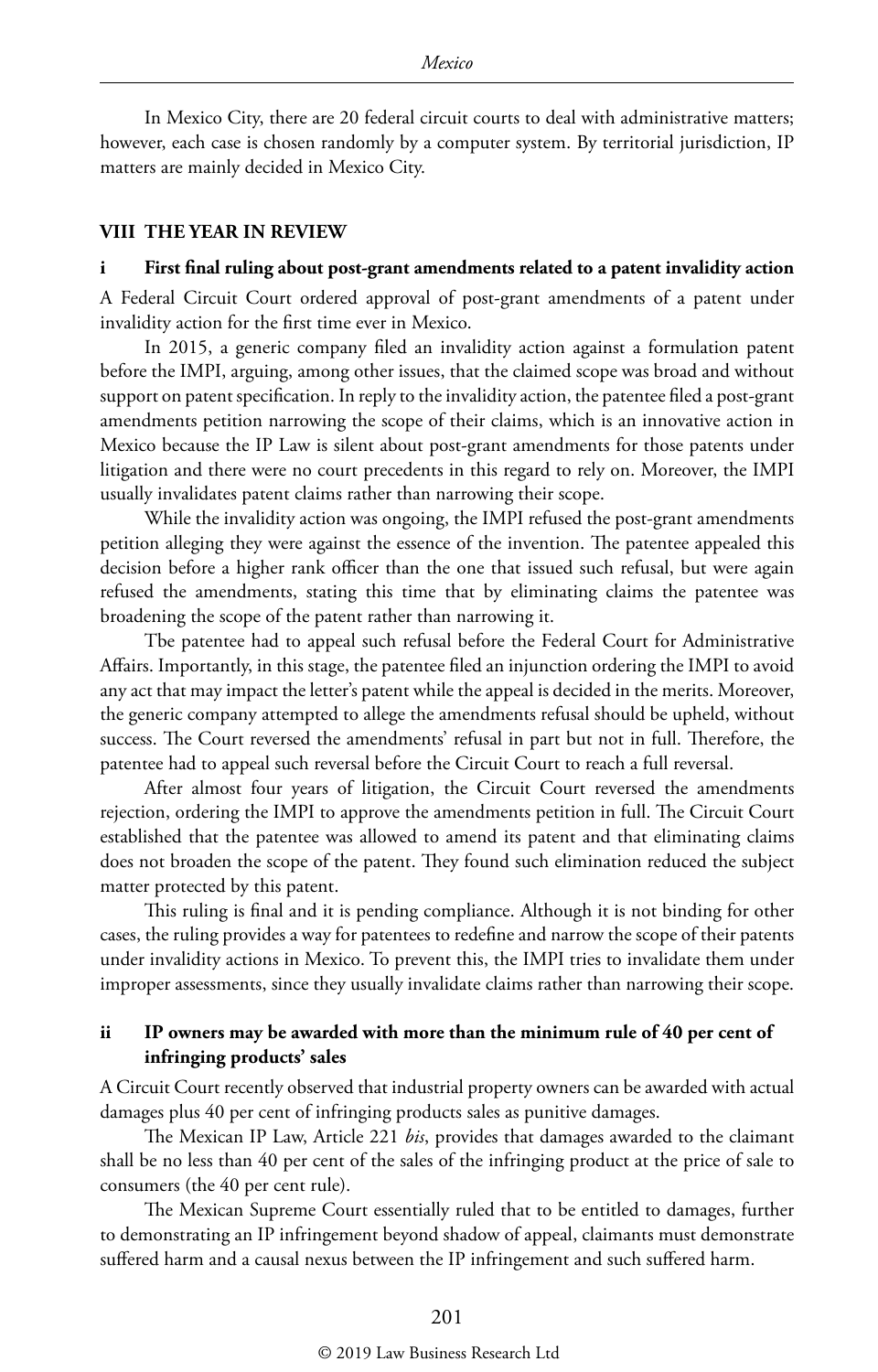In Mexico City, there are 20 federal circuit courts to deal with administrative matters; however, each case is chosen randomly by a computer system. By territorial jurisdiction, IP matters are mainly decided in Mexico City.

## VIII THE YEAR IN REVIEW

### i First final ruling about post-grant amendments related to a patent invalidity action

A Federal Circuit Court ordered approval of post-grant amendments of a patent under invalidity action for the first time ever in Mexico.

In 2015, a generic company filed an invalidity action against a formulation patent before the IMPI, arguing, among other issues, that the claimed scope was broad and without support on patent specification. In reply to the invalidity action, the patentee filed a post-grant amendments petition narrowing the scope of their claims, which is an innovative action in Mexico because the IP Law is silent about post-grant amendments for those patents under litigation and there were no court precedents in this regard to rely on. Moreover, the IMPI usually invalidates patent claims rather than narrowing their scope.

While the invalidity action was ongoing, the IMPI refused the post-grant amendments petition alleging they were against the essence of the invention. The patentee appealed this decision before a higher rank officer than the one that issued such refusal, but were again refused the amendments, stating this time that by eliminating claims the patentee was broadening the scope of the patent rather than narrowing it.

Tbe patentee had to appeal such refusal before the Federal Court for Administrative Affairs. Importantly, in this stage, the patentee filed an injunction ordering the IMPI to avoid any act that may impact the letter's patent while the appeal is decided in the merits. Moreover, the generic company attempted to allege the amendments refusal should be upheld, without success. The Court reversed the amendments' refusal in part but not in full. Therefore, the patentee had to appeal such reversal before the Circuit Court to reach a full reversal.

After almost four years of litigation, the Circuit Court reversed the amendments rejection, ordering the IMPI to approve the amendments petition in full. The Circuit Court established that the patentee was allowed to amend its patent and that eliminating claims does not broaden the scope of the patent. They found such elimination reduced the subject matter protected by this patent.

This ruling is final and it is pending compliance. Although it is not binding for other cases, the ruling provides a way for patentees to redefine and narrow the scope of their patents under invalidity actions in Mexico. To prevent this, the IMPI tries to invalidate them under improper assessments, since they usually invalidate claims rather than narrowing their scope.

### ii IP owners may be awarded with more than the minimum rule of 40 per cent of infringing products' sales

A Circuit Court recently observed that industrial property owners can be awarded with actual damages plus 40 per cent of infringing products sales as punitive damages.

The Mexican IP Law, Article 221 *bis*, provides that damages awarded to the claimant shall be no less than 40 per cent of the sales of the infringing product at the price of sale to consumers (the 40 per cent rule).

The Mexican Supreme Court essentially ruled that to be entitled to damages, further to demonstrating an IP infringement beyond shadow of appeal, claimants must demonstrate suffered harm and a causal nexus between the IP infringement and such suffered harm.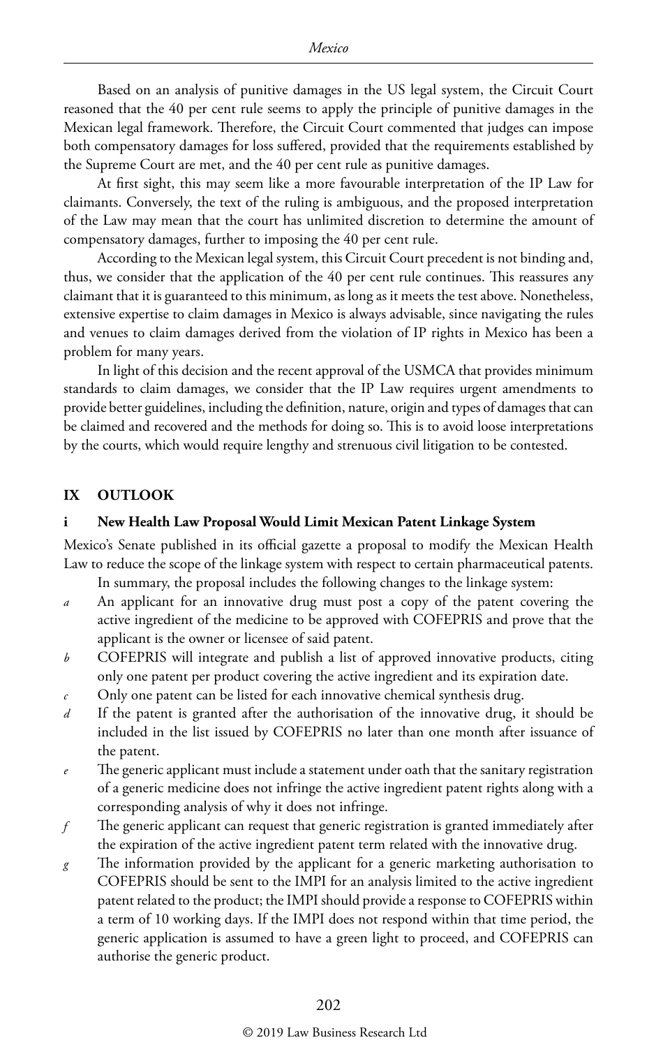Based on an analysis of punitive damages in the US legal system, the Circuit Court reasoned that the 40 per cent rule seems to apply the principle of punitive damages in the Mexican legal framework. Therefore, the Circuit Court commented that judges can impose both compensatory damages for loss suffered, provided that the requirements established by the Supreme Court are met, and the 40 per cent rule as punitive damages.

At first sight, this may seem like a more favourable interpretation of the IP Law for claimants. Conversely, the text of the ruling is ambiguous, and the proposed interpretation of the Law may mean that the court has unlimited discretion to determine the amount of compensatory damages, further to imposing the 40 per cent rule.

According to the Mexican legal system, this Circuit Court precedent is not binding and, thus, we consider that the application of the 40 per cent rule continues. This reassures any claimant that it is guaranteed to this minimum, as long as it meets the test above. Nonetheless, extensive expertise to claim damages in Mexico is always advisable, since navigating the rules and venues to claim damages derived from the violation of IP rights in Mexico has been a problem for many years.

In light of this decision and the recent approval of the USMCA that provides minimum standards to claim damages, we consider that the IP Law requires urgent amendments to provide better guidelines, including the definition, nature, origin and types of damages that can be claimed and recovered and the methods for doing so. This is to avoid loose interpretations by the courts, which would require lengthy and strenuous civil litigation to be contested.

## IX OUTLOOK

### i New Health Law Proposal Would Limit Mexican Patent Linkage System

Mexico's Senate published in its official gazette a proposal to modify the Mexican Health Law to reduce the scope of the linkage system with respect to certain pharmaceutical patents.

In summary, the proposal includes the following changes to the linkage system:

- *a* An applicant for an innovative drug must post a copy of the patent covering the active ingredient of the medicine to be approved with COFEPRIS and prove that the applicant is the owner or licensee of said patent.
- *b* COFEPRIS will integrate and publish a list of approved innovative products, citing only one patent per product covering the active ingredient and its expiration date.
- *c* Only one patent can be listed for each innovative chemical synthesis drug.
- *d* If the patent is granted after the authorisation of the innovative drug, it should be included in the list issued by COFEPRIS no later than one month after issuance of the patent.
- *e* The generic applicant must include a statement under oath that the sanitary registration of a generic medicine does not infringe the active ingredient patent rights along with a corresponding analysis of why it does not infringe.
- *f* The generic applicant can request that generic registration is granted immediately after the expiration of the active ingredient patent term related with the innovative drug.
- *g* The information provided by the applicant for a generic marketing authorisation to COFEPRIS should be sent to the IMPI for an analysis limited to the active ingredient patent related to the product; the IMPI should provide a response to COFEPRIS within a term of 10 working days. If the IMPI does not respond within that time period, the generic application is assumed to have a green light to proceed, and COFEPRIS can authorise the generic product.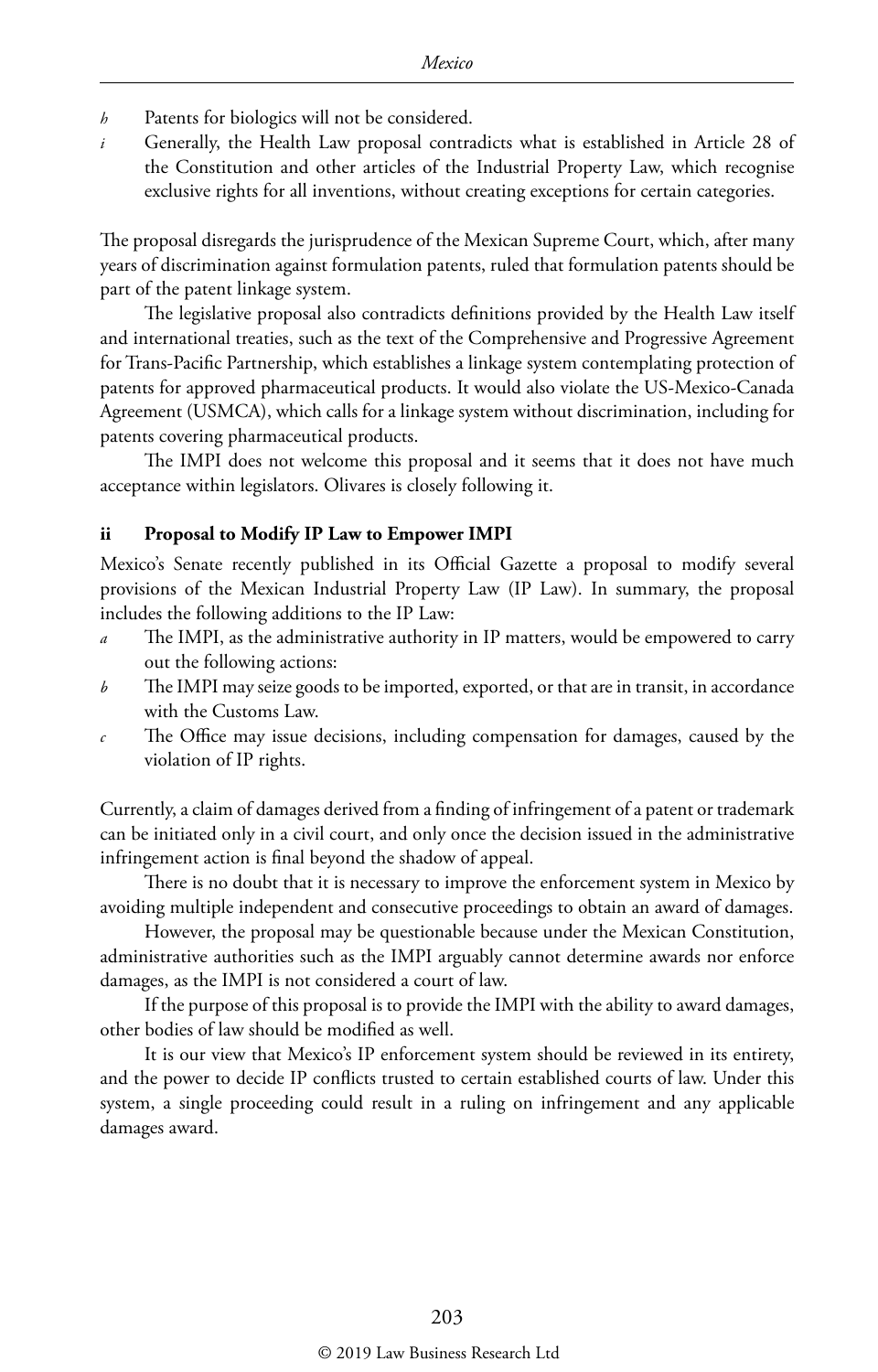*h* Patents for biologics will not be considered.

*i* Generally, the Health Law proposal contradicts what is established in Article 28 of the Constitution and other articles of the Industrial Property Law, which recognise exclusive rights for all inventions, without creating exceptions for certain categories.

The proposal disregards the jurisprudence of the Mexican Supreme Court, which, after many years of discrimination against formulation patents, ruled that formulation patents should be part of the patent linkage system.

The legislative proposal also contradicts definitions provided by the Health Law itself and international treaties, such as the text of the Comprehensive and Progressive Agreement for Trans-Pacific Partnership, which establishes a linkage system contemplating protection of patents for approved pharmaceutical products. It would also violate the US-Mexico-Canada Agreement (USMCA), which calls for a linkage system without discrimination, including for patents covering pharmaceutical products.

The IMPI does not welcome this proposal and it seems that it does not have much acceptance within legislators. Olivares is closely following it.

#### ii Proposal to Modify IP Law to Empower IMPI

Mexico's Senate recently published in its Official Gazette a proposal to modify several provisions of the Mexican Industrial Property Law (IP Law). In summary, the proposal includes the following additions to the IP Law:

*a* The IMPI, as the administrative authority in IP matters, would be empowered to carry out the following actions:

*b* The IMPI may seize goods to be imported, exported, or that are in transit, in accordance with the Customs Law.

*c* The Office may issue decisions, including compensation for damages, caused by the violation of IP rights.

Currently, a claim of damages derived from a finding of infringement of a patent or trademark can be initiated only in a civil court, and only once the decision issued in the administrative infringement action is final beyond the shadow of appeal.

There is no doubt that it is necessary to improve the enforcement system in Mexico by avoiding multiple independent and consecutive proceedings to obtain an award of damages.

However, the proposal may be questionable because under the Mexican Constitution, administrative authorities such as the IMPI arguably cannot determine awards nor enforce damages, as the IMPI is not considered a court of law.

If the purpose of this proposal is to provide the IMPI with the ability to award damages, other bodies of law should be modified as well.

It is our view that Mexico's IP enforcement system should be reviewed in its entirety, and the power to decide IP conflicts trusted to certain established courts of law. Under this system, a single proceeding could result in a ruling on infringement and any applicable damages award.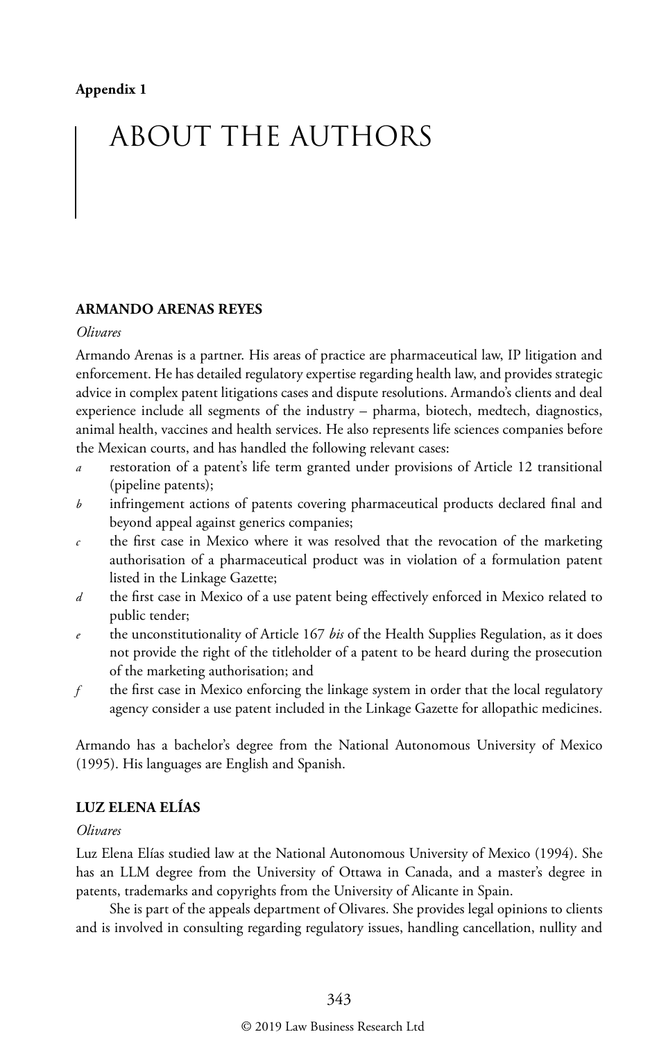Appendix 1

# ABOUT THE AUTHORS

## ARMANDO ARENAS REYES

*Olivares*

Armando Arenas is a partner. His areas of practice are pharmaceutical law, IP litigation and enforcement. He has detailed regulatory expertise regarding health law, and provides strategic advice in complex patent litigations cases and dispute resolutions. Armando's clients and deal experience include all segments of the industry – pharma, biotech, medtech, diagnostics, animal health, vaccines and health services. He also represents life sciences companies before the Mexican courts, and has handled the following relevant cases:

- *a* restoration of a patent's life term granted under provisions of Article 12 transitional (pipeline patents);
- *b* infringement actions of patents covering pharmaceutical products declared final and beyond appeal against generics companies;
- *c* the first case in Mexico where it was resolved that the revocation of the marketing authorisation of a pharmaceutical product was in violation of a formulation patent listed in the Linkage Gazette;
- *d* the first case in Mexico of a use patent being effectively enforced in Mexico related to public tender;
- *e* the unconstitutionality of Article 167 *bis* of the Health Supplies Regulation, as it does not provide the right of the titleholder of a patent to be heard during the prosecution of the marketing authorisation; and
- *f* the first case in Mexico enforcing the linkage system in order that the local regulatory agency consider a use patent included in the Linkage Gazette for allopathic medicines.

Armando has a bachelor's degree from the National Autonomous University of Mexico (1995). His languages are English and Spanish.

## LUZ ELENA ELÍAS

*Olivares*

Luz Elena Elías studied law at the National Autonomous University of Mexico (1994). She has an LLM degree from the University of Ottawa in Canada, and a master's degree in patents, trademarks and copyrights from the University of Alicante in Spain.

She is part of the appeals department of Olivares. She provides legal opinions to clients and is involved in consulting regarding regulatory issues, handling cancellation, nullity and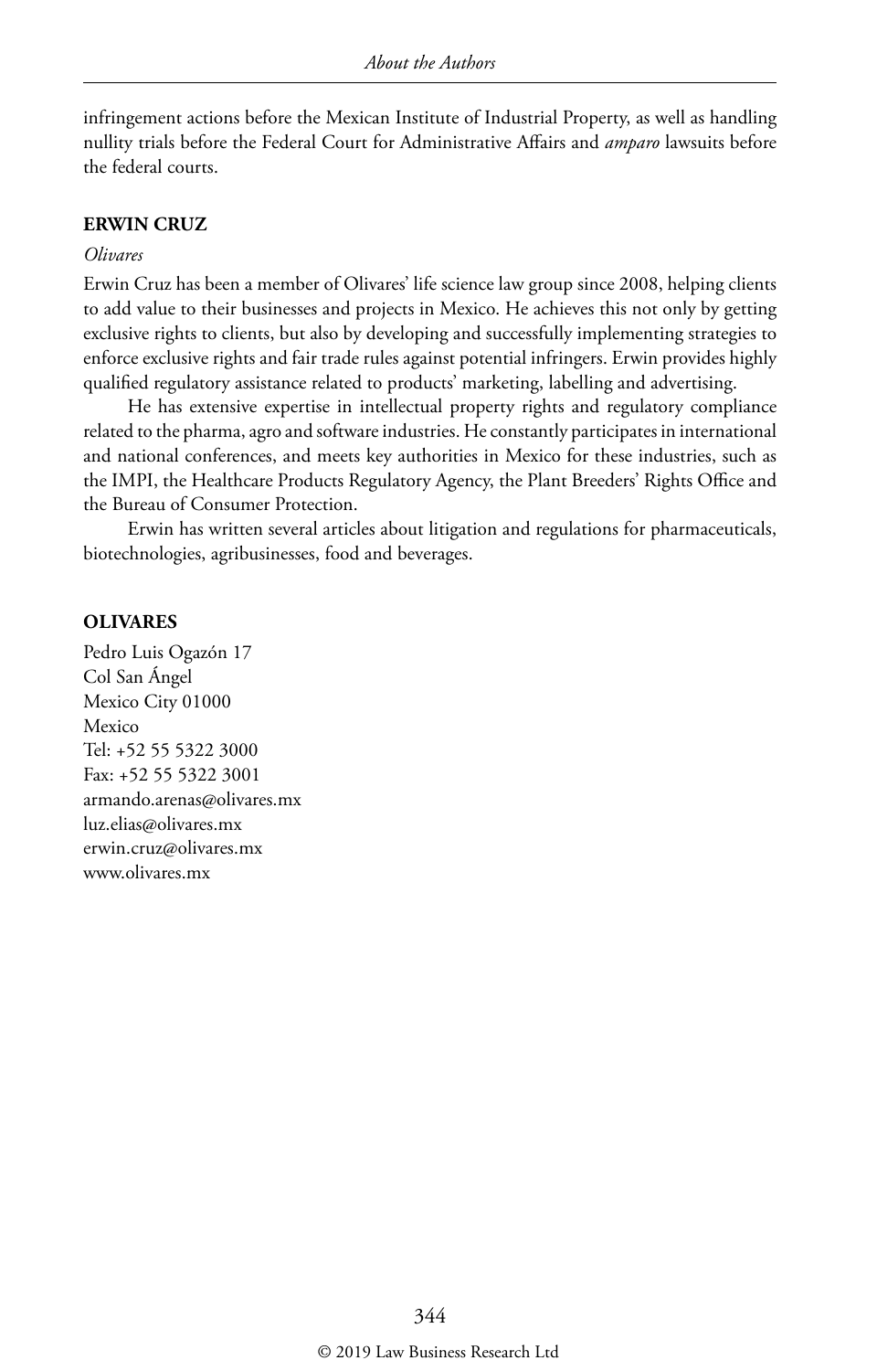infringement actions before the Mexican Institute of Industrial Property, as well as handling nullity trials before the Federal Court for Administrative Affairs and *amparo* lawsuits before the federal courts.

## ERWIN CRUZ

*Olivares*

Erwin Cruz has been a member of Olivares' life science law group since 2008, helping clients to add value to their businesses and projects in Mexico. He achieves this not only by getting exclusive rights to clients, but also by developing and successfully implementing strategies to enforce exclusive rights and fair trade rules against potential infringers. Erwin provides highly qualified regulatory assistance related to products' marketing, labelling and advertising.

He has extensive expertise in intellectual property rights and regulatory compliance related to the pharma, agro and software industries. He constantly participates in international and national conferences, and meets key authorities in Mexico for these industries, such as the IMPI, the Healthcare Products Regulatory Agency, the Plant Breeders' Rights Office and the Bureau of Consumer Protection.

Erwin has written several articles about litigation and regulations for pharmaceuticals, biotechnologies, agribusinesses, food and beverages.

## OLIVARES

Pedro Luis Ogazón 17
Col San Ángel
Mexico City 01000
Mexico
Tel: +52 55 5322 3000
Fax: +52 55 5322 3001
armando.arenas@olivares.mx
luz.elias@olivares.mx
erwin.cruz@olivares.mx
www.olivares.mx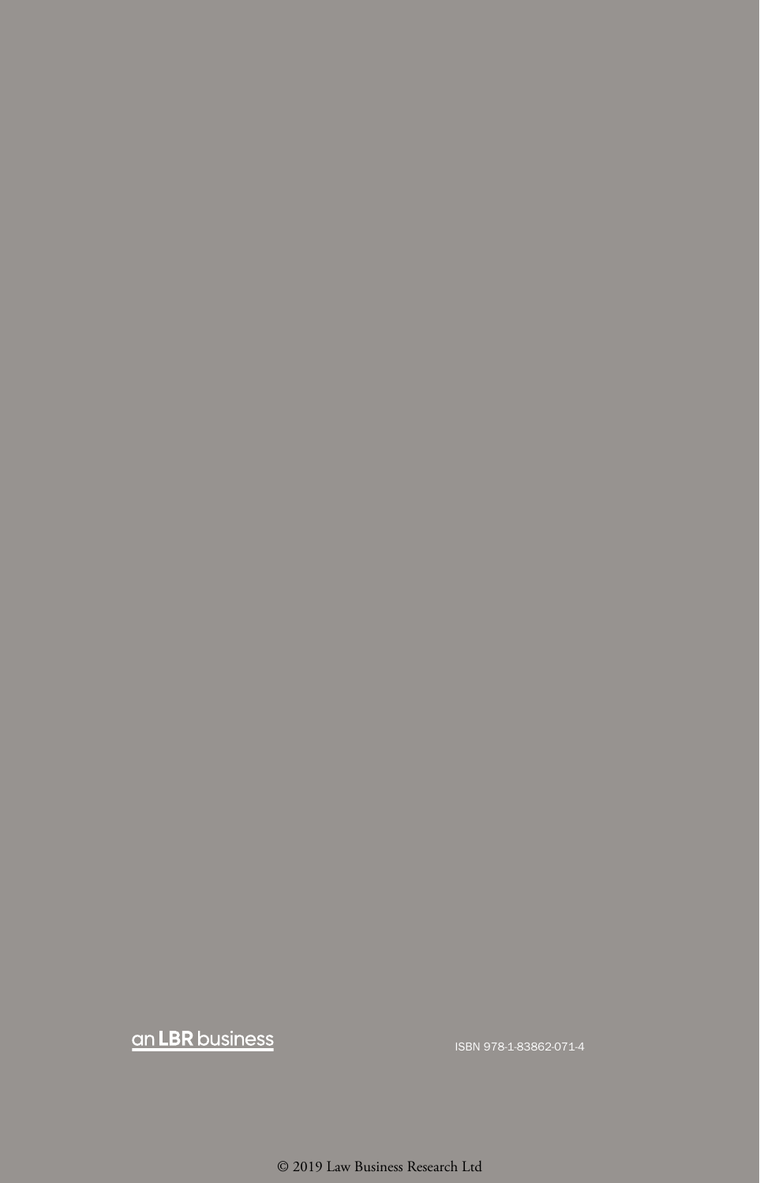an LBR business

ISBN 978-1-83862-071-4

© 2019 Law Business Research Ltd